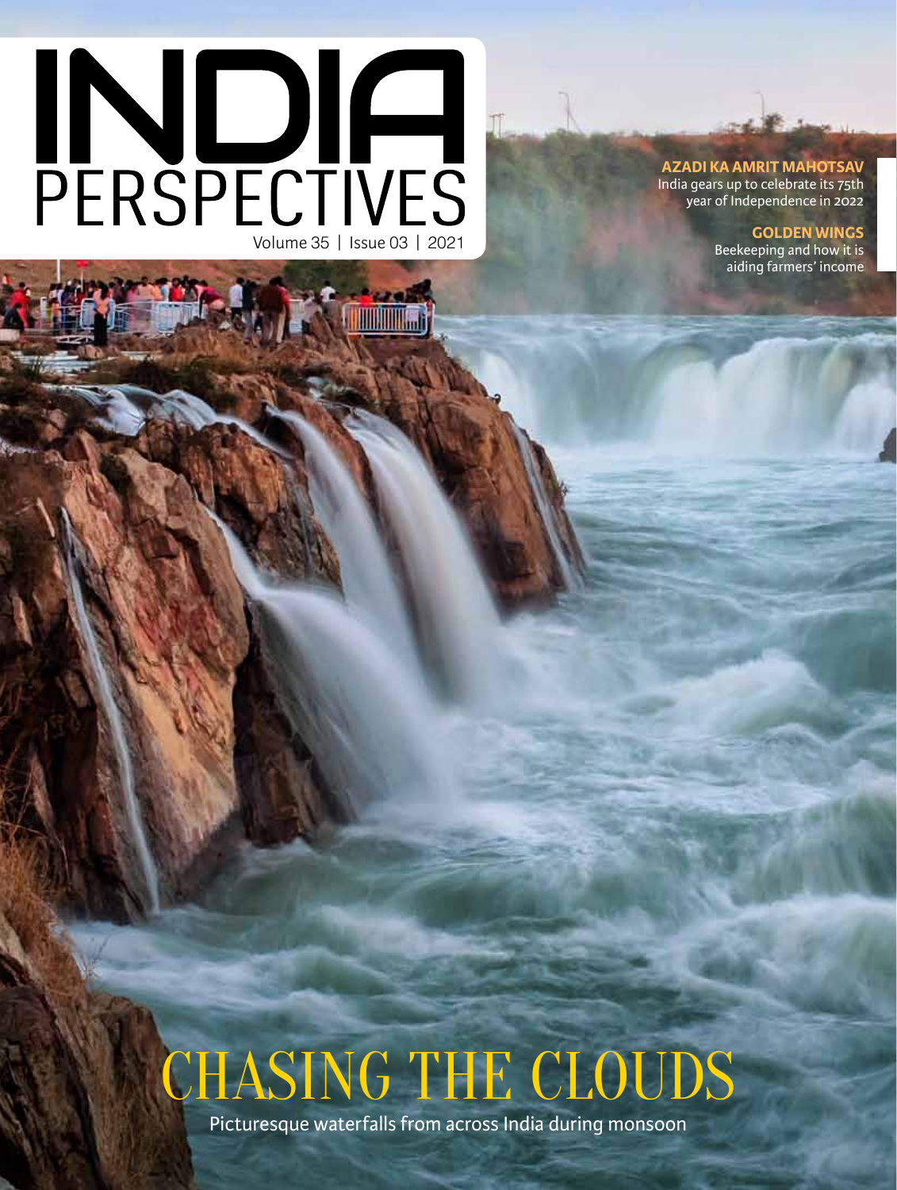# INDIA PERSPECTIVES

Volume 35 | Issue 03 | 2021

**AZADI KA AMRIT MAHOTSAV**

India gears up to celebrate its 75th year of Independence in 2022

**GOLDEN WINGS**

Beekeeping and how it is aiding farmers' income

## CHASING THE CLOUDS

Picturesque waterfalls from across India during monsoon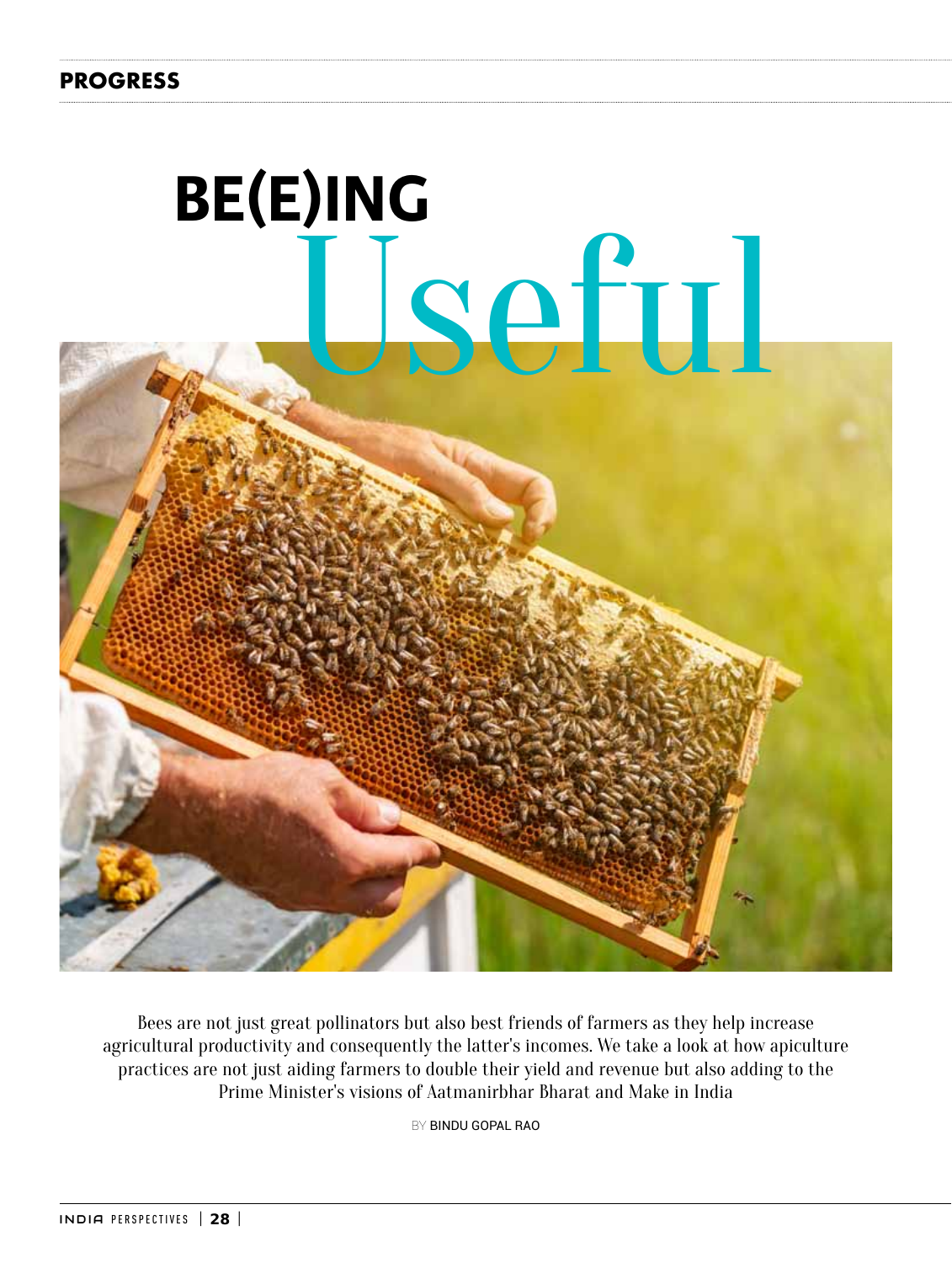# BE(E)ING Useful

Bees are not just great pollinators but also best friends of farmers as they help increase agricultural productivity and consequently the latter's incomes. We take a look at how apiculture practices are not just aiding farmers to double their yield and revenue but also adding to the Prime Minister's visions of Aatmanirbhar Bharat and Make in India

BY BINDU GOPAL RAO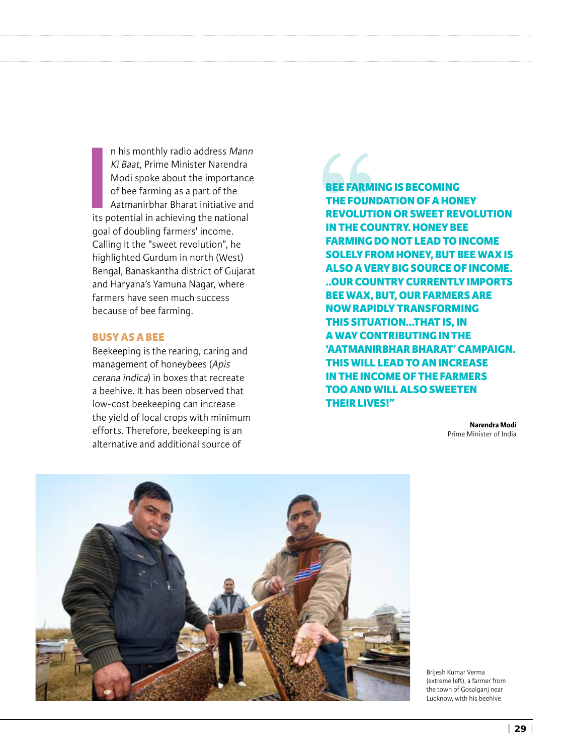In his monthly radio address *Mann Ki Baat*, Prime Minister Narendra Modi spoke about the importance of bee farming as a part of the Aatmanirbhar Bharat initiative and its potential in achieving the national goal of doubling farmers' income. Calling it the "sweet revolution", he highlighted Gurdum in north (West) Bengal, Banaskantha district of Gujarat and Haryana's Yamuna Nagar, where farmers have seen much success because of bee farming.

## BUSY AS A BEE

Beekeeping is the rearing, caring and management of honeybees (*Apis cerana indica*) in boxes that recreate a beehive. It has been observed that low-cost beekeeping can increase the yield of local crops with minimum efforts. Therefore, beekeeping is an alternative and additional source of

> **BEE FARMING IS BECOMING THE FOUNDATION OF A HONEY REVOLUTION OR SWEET REVOLUTION IN THE COUNTRY. HONEY BEE FARMING DO NOT LEAD TO INCOME SOLELY FROM HONEY, BUT BEE WAX IS ALSO A VERY BIG SOURCE OF INCOME. ..OUR COUNTRY CURRENTLY IMPORTS BEE WAX, BUT, OUR FARMERS ARE NOW RAPIDLY TRANSFORMING THIS SITUATION...THAT IS, IN A WAY CONTRIBUTING IN THE 'AATMANIRBHAR BHARAT' CAMPAIGN. THIS WILL LEAD TO AN INCREASE IN THE INCOME OF THE FARMERS TOO AND WILL ALSO SWEETEN THEIR LIVES!"**
>
> **Narendra Modi**
> Prime Minister of India

Brijesh Kumar Verma (extreme left), a farmer from the town of Gosaiganj near Lucknow, with his beehive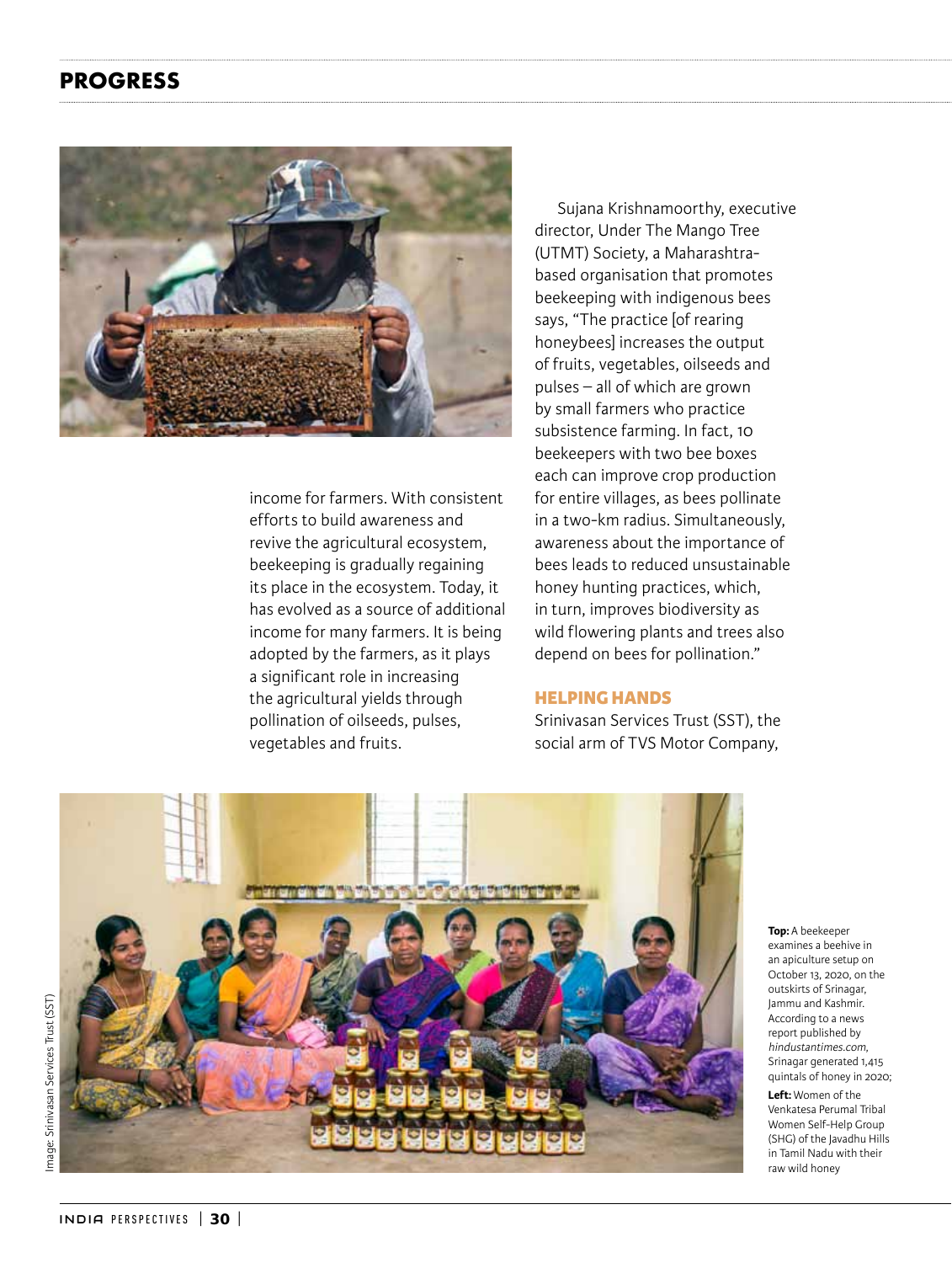income for farmers. With consistent efforts to build awareness and revive the agricultural ecosystem, beekeeping is gradually regaining its place in the ecosystem. Today, it has evolved as a source of additional income for many farmers. It is being adopted by the farmers, as it plays a significant role in increasing the agricultural yields through pollination of oilseeds, pulses, vegetables and fruits.

Sujana Krishnamoorthy, executive director, Under The Mango Tree (UTMT) Society, a Maharashtra-based organisation that promotes beekeeping with indigenous bees says, "The practice [of rearing honeybees] increases the output of fruits, vegetables, oilseeds and pulses – all of which are grown by small farmers who practice subsistence farming. In fact, 10 beekeepers with two bee boxes each can improve crop production for entire villages, as bees pollinate in a two-km radius. Simultaneously, awareness about the importance of bees leads to reduced unsustainable honey hunting practices, which, in turn, improves biodiversity as wild flowering plants and trees also depend on bees for pollination."

## HELPING HANDS

Srinivasan Services Trust (SST), the social arm of TVS Motor Company,

**Top:** A beekeeper examines a beehive in an apiculture setup on October 13, 2020, on the outskirts of Srinagar, Jammu and Kashmir. According to a news report published by *hindustantimes.com*, Srinagar generated 1,415 quintals of honey in 2020;

**Left:** Women of the Venkatesa Perumal Tribal Women Self-Help Group (SHG) of the Javadhu Hills in Tamil Nadu with their raw wild honey

Image: Srinivasan Services Trust (SST)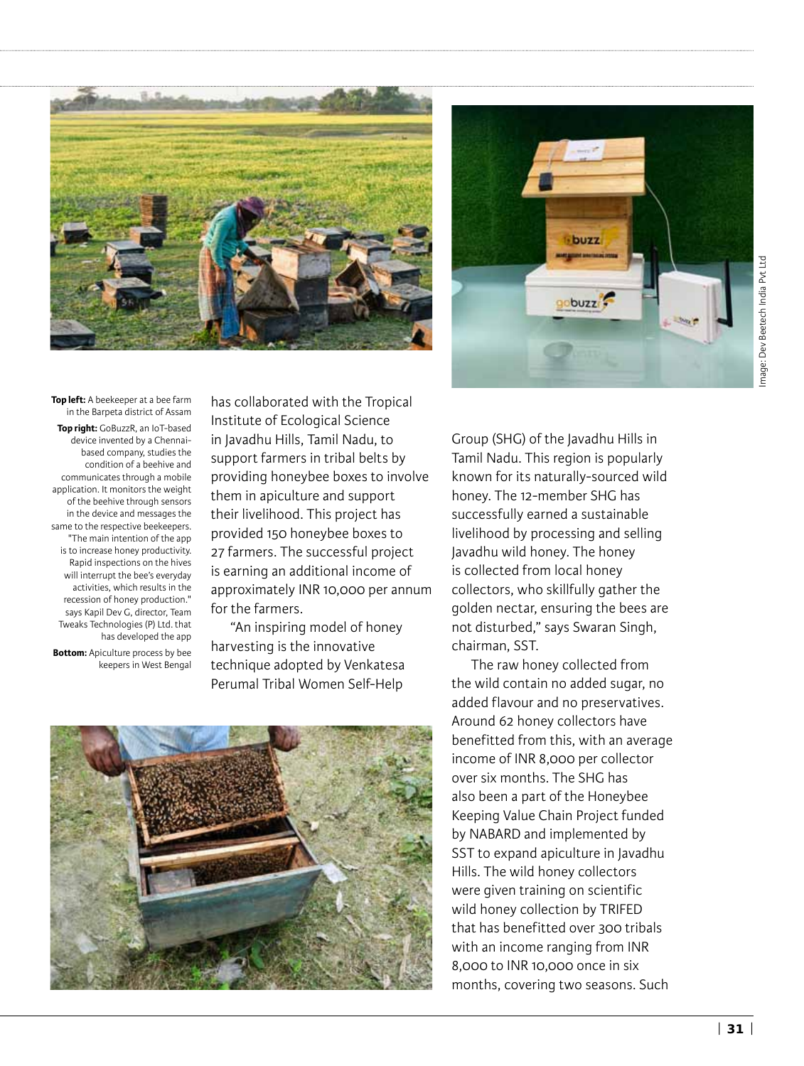**Top left:** A beekeeper at a bee farm in the Barpeta district of Assam

**Top right:** GoBuzzR, an IoT-based device invented by a Chennai-based company, studies the condition of a beehive and communicates through a mobile application. It monitors the weight of the beehive through sensors in the device and messages the same to the respective beekeepers. "The main intention of the app is to increase honey productivity. Rapid inspections on the hives will interrupt the bee's everyday activities, which results in the recession of honey production." says Kapil Dev G, director, Team Tweaks Technologies (P) Ltd. that has developed the app

**Bottom:** Apiculture process by bee keepers in West Bengal

Image: Dev Beetech India Pvt Ltd

has collaborated with the Tropical Institute of Ecological Science in Javadhu Hills, Tamil Nadu, to support farmers in tribal belts by providing honeybee boxes to involve them in apiculture and support their livelihood. This project has provided 150 honeybee boxes to 27 farmers. The successful project is earning an additional income of approximately INR 10,000 per annum for the farmers.

"An inspiring model of honey harvesting is the innovative technique adopted by Venkatesa Perumal Tribal Women Self-Help Group (SHG) of the Javadhu Hills in Tamil Nadu. This region is popularly known for its naturally-sourced wild honey. The 12-member SHG has successfully earned a sustainable livelihood by processing and selling Javadhu wild honey. The honey is collected from local honey collectors, who skillfully gather the golden nectar, ensuring the bees are not disturbed," says Swaran Singh, chairman, SST.

The raw honey collected from the wild contain no added sugar, no added flavour and no preservatives. Around 62 honey collectors have benefitted from this, with an average income of INR 8,000 per collector over six months. The SHG has also been a part of the Honeybee Keeping Value Chain Project funded by NABARD and implemented by SST to expand apiculture in Javadhu Hills. The wild honey collectors were given training on scientific wild honey collection by TRIFED that has benefitted over 300 tribals with an income ranging from INR 8,000 to INR 10,000 once in six months, covering two seasons. Such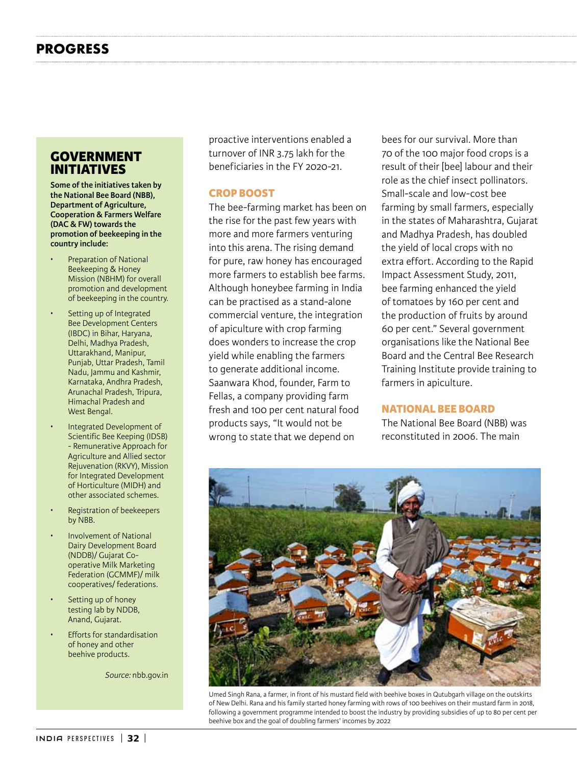## GOVERNMENT INITIATIVES

**Some of the initiatives taken by the National Bee Board (NBB), Department of Agriculture, Cooperation & Farmers Welfare (DAC & FW) towards the promotion of beekeeping in the country include:**

- Preparation of National Beekeeping & Honey Mission (NBHM) for overall promotion and development of beekeeping in the country.
- Setting up of Integrated Bee Development Centers (IBDC) in Bihar, Haryana, Delhi, Madhya Pradesh, Uttarakhand, Manipur, Punjab, Uttar Pradesh, Tamil Nadu, Jammu and Kashmir, Karnataka, Andhra Pradesh, Arunachal Pradesh, Tripura, Himachal Pradesh and West Bengal.
- Integrated Development of Scientific Bee Keeping (IDSB) - Remunerative Approach for Agriculture and Allied sector Rejuvenation (RKVY), Mission for Integrated Development of Horticulture (MIDH) and other associated schemes.
- Registration of beekeepers by NBB.
- Involvement of National Dairy Development Board (NDDB)/ Gujarat Co-operative Milk Marketing Federation (GCMMF)/ milk cooperatives/ federations.
- Setting up of honey testing lab by NDDB, Anand, Gujarat.
- Efforts for standardisation of honey and other beehive products.

*Source:* nbb.gov.in

proactive interventions enabled a turnover of INR 3.75 lakh for the beneficiaries in the FY 2020-21.

### CROP BOOST

The bee-farming market has been on the rise for the past few years with more and more farmers venturing into this arena. The rising demand for pure, raw honey has encouraged more farmers to establish bee farms. Although honeybee farming in India can be practised as a stand-alone commercial venture, the integration of apiculture with crop farming does wonders to increase the crop yield while enabling the farmers to generate additional income. Saanwara Khod, founder, Farm to Fellas, a company providing farm fresh and 100 per cent natural food products says, "It would not be wrong to state that we depend on bees for our survival. More than 70 of the 100 major food crops is a result of their [bee] labour and their role as the chief insect pollinators. Small-scale and low-cost bee farming by small farmers, especially in the states of Maharashtra, Gujarat and Madhya Pradesh, has doubled the yield of local crops with no extra effort. According to the Rapid Impact Assessment Study, 2011, bee farming enhanced the yield of tomatoes by 160 per cent and the production of fruits by around 60 per cent." Several government organisations like the National Bee Board and the Central Bee Research Training Institute provide training to farmers in apiculture.

### NATIONAL BEE BOARD

The National Bee Board (NBB) was reconstituted in 2006. The main

Umed Singh Rana, a farmer, in front of his mustard field with beehive boxes in Qutubgarh village on the outskirts of New Delhi. Rana and his family started honey farming with rows of 100 beehives on their mustard farm in 2018, following a government programme intended to boost the industry by providing subsidies of up to 80 per cent per beehive box and the goal of doubling farmers' incomes by 2022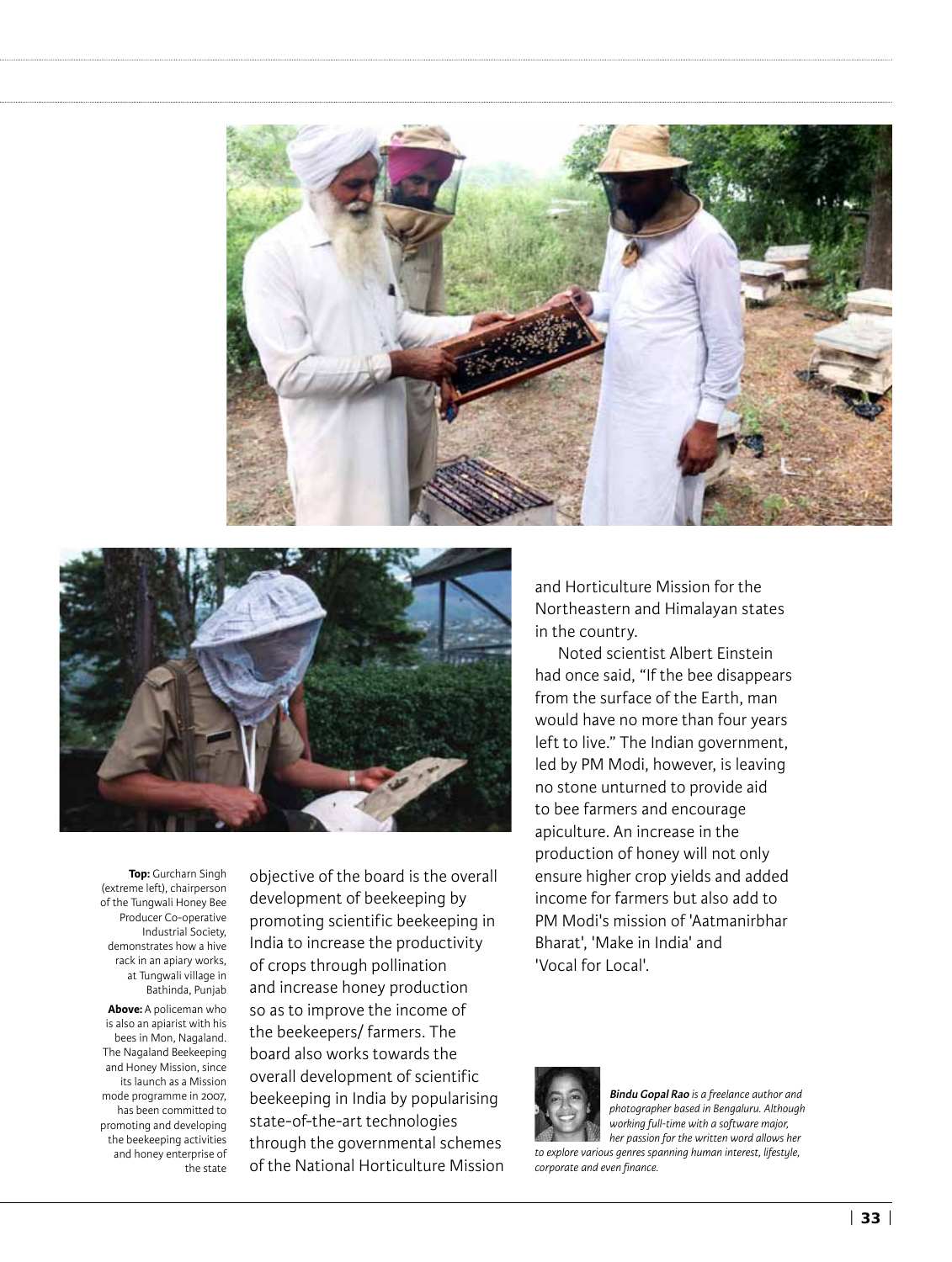**Top:** Gurcharn Singh (extreme left), chairperson of the Tungwali Honey Bee Producer Co-operative Industrial Society, demonstrates how a hive rack in an apiary works, at Tungwali village in Bathinda, Punjab

**Above:** A policeman who is also an apiarist with his bees in Mon, Nagaland. The Nagaland Beekeeping and Honey Mission, since its launch as a Mission mode programme in 2007, has been committed to promoting and developing the beekeeping activities and honey enterprise of the state

objective of the board is the overall development of beekeeping by promoting scientific beekeeping in India to increase the productivity of crops through pollination and increase honey production so as to improve the income of the beekeepers/ farmers. The board also works towards the overall development of scientific beekeeping in India by popularising state-of-the-art technologies through the governmental schemes of the National Horticulture Mission and Horticulture Mission for the Northeastern and Himalayan states in the country.

Noted scientist Albert Einstein had once said, "If the bee disappears from the surface of the Earth, man would have no more than four years left to live." The Indian government, led by PM Modi, however, is leaving no stone unturned to provide aid to bee farmers and encourage apiculture. An increase in the production of honey will not only ensure higher crop yields and added income for farmers but also add to PM Modi's mission of 'Aatmanirbhar Bharat', 'Make in India' and 'Vocal for Local'.

***Bindu Gopal Rao** is a freelance author and photographer based in Bengaluru. Although working full-time with a software major, her passion for the written word allows her to explore various genres spanning human interest, lifestyle, corporate and even finance.*